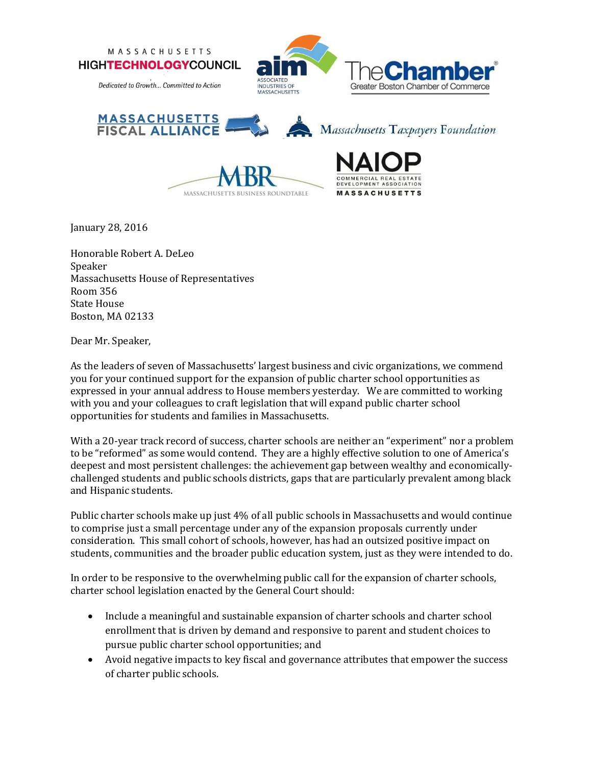MASSACHUSETTS HIGH TECHNOLOGY COUNCIL
*Dedicated to Growth... Committed to Action*

aim ASSOCIATED INDUSTRIES OF MASSACHUSETTS

The Chamber Greater Boston Chamber of Commerce

MASSACHUSETTS FISCAL ALLIANCE

Massachusetts Taxpayers Foundation

MBR MASSACHUSETTS BUSINESS ROUNDTABLE

NAIOP COMMERCIAL REAL ESTATE DEVELOPMENT ASSOCIATION MASSACHUSETTS

January 28, 2016

Honorable Robert A. DeLeo
Speaker
Massachusetts House of Representatives
Room 356
State House
Boston, MA 02133

Dear Mr. Speaker,

As the leaders of seven of Massachusetts' largest business and civic organizations, we commend you for your continued support for the expansion of public charter school opportunities as expressed in your annual address to House members yesterday. We are committed to working with you and your colleagues to craft legislation that will expand public charter school opportunities for students and families in Massachusetts.

With a 20-year track record of success, charter schools are neither an "experiment" nor a problem to be "reformed" as some would contend. They are a highly effective solution to one of America's deepest and most persistent challenges: the achievement gap between wealthy and economically-challenged students and public schools districts, gaps that are particularly prevalent among black and Hispanic students.

Public charter schools make up just 4% of all public schools in Massachusetts and would continue to comprise just a small percentage under any of the expansion proposals currently under consideration. This small cohort of schools, however, has had an outsized positive impact on students, communities and the broader public education system, just as they were intended to do.

In order to be responsive to the overwhelming public call for the expansion of charter schools, charter school legislation enacted by the General Court should:

- Include a meaningful and sustainable expansion of charter schools and charter school enrollment that is driven by demand and responsive to parent and student choices to pursue public charter school opportunities; and
- Avoid negative impacts to key fiscal and governance attributes that empower the success of charter public schools.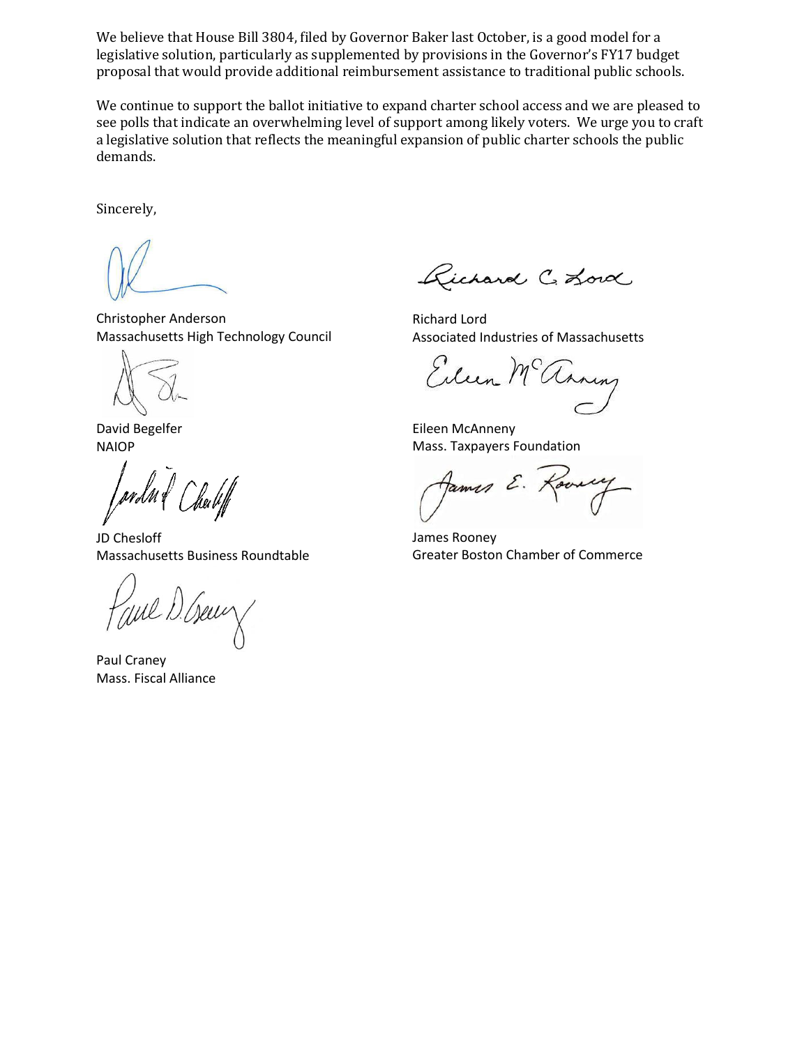We believe that House Bill 3804, filed by Governor Baker last October, is a good model for a legislative solution, particularly as supplemented by provisions in the Governor's FY17 budget proposal that would provide additional reimbursement assistance to traditional public schools.

We continue to support the ballot initiative to expand charter school access and we are pleased to see polls that indicate an overwhelming level of support among likely voters. We urge you to craft a legislative solution that reflects the meaningful expansion of public charter schools the public demands.

Sincerely,

Christopher Anderson
Massachusetts High Technology Council

David Begelfer
NAIOP

JD Chesloff
Massachusetts Business Roundtable

Paul Craney
Mass. Fiscal Alliance

Richard Lord
Associated Industries of Massachusetts

Eileen McAnneny
Mass. Taxpayers Foundation

James Rooney
Greater Boston Chamber of Commerce